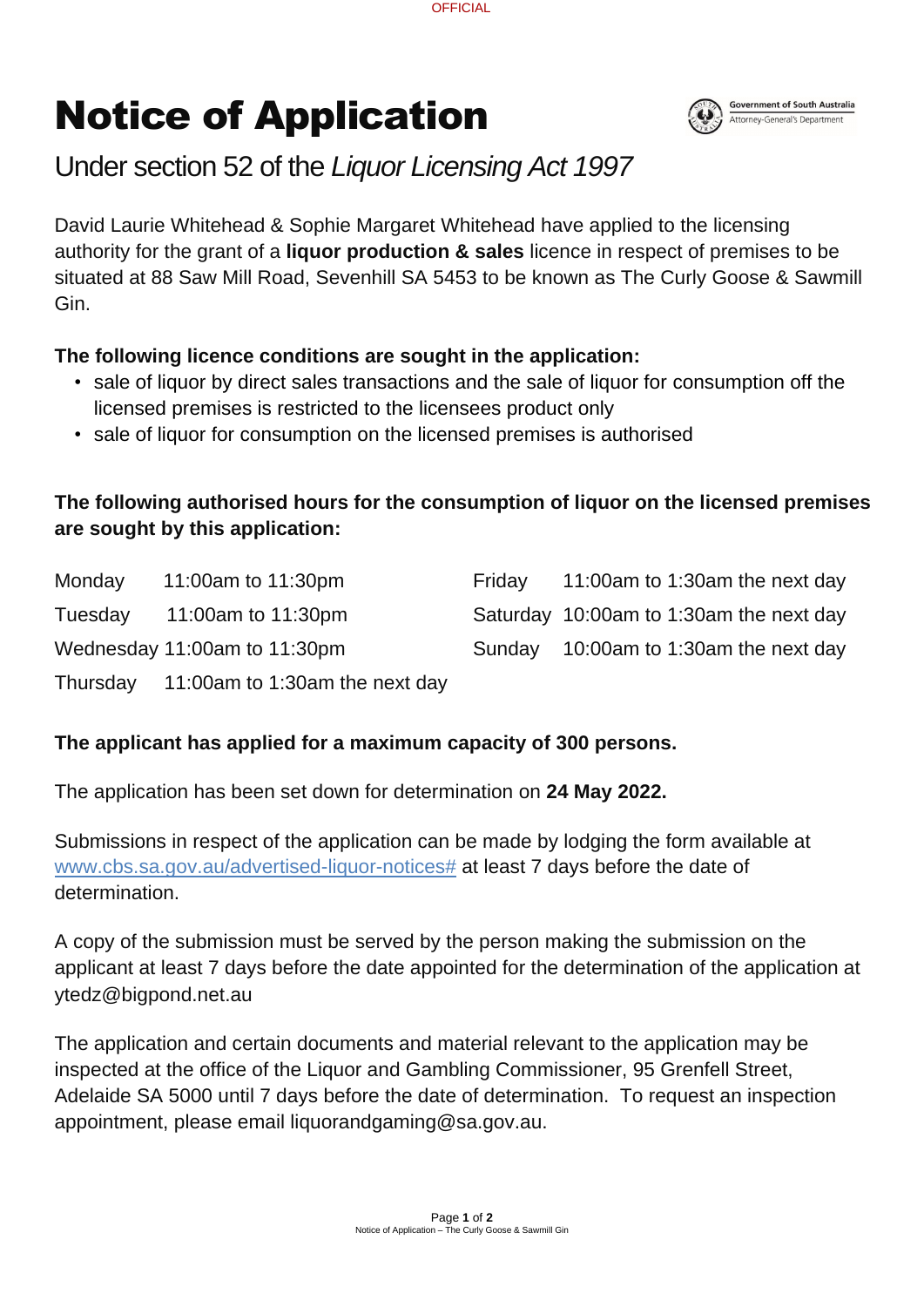# Notice of Application

## Under section 52 of the *Liquor Licensing Act 1997*

David Laurie Whitehead & Sophie Margaret Whitehead have applied to the licensing authority for the grant of a **liquor production & sales** licence in respect of premises to be situated at 88 Saw Mill Road, Sevenhill SA 5453 to be known as The Curly Goose & Sawmill Gin.

**The following licence conditions are sought in the application:**

- sale of liquor by direct sales transactions and the sale of liquor for consumption off the licensed premises is restricted to the licensees product only
- sale of liquor for consumption on the licensed premises is authorised

**The following authorised hours for the consumption of liquor on the licensed premises are sought by this application:**

| Day | Hours |
|---|---|
| Monday | 11:00am to 11:30pm |
| Tuesday | 11:00am to 11:30pm |
| Wednesday | 11:00am to 11:30pm |
| Thursday | 11:00am to 1:30am the next day |
| Friday | 11:00am to 1:30am the next day |
| Saturday | 10:00am to 1:30am the next day |
| Sunday | 10:00am to 1:30am the next day |

**The applicant has applied for a maximum capacity of 300 persons.**

The application has been set down for determination on **24 May 2022.**

Submissions in respect of the application can be made by lodging the form available at www.cbs.sa.gov.au/advertised-liquor-notices# at least 7 days before the date of determination.

A copy of the submission must be served by the person making the submission on the applicant at least 7 days before the date appointed for the determination of the application at ytedz@bigpond.net.au

The application and certain documents and material relevant to the application may be inspected at the office of the Liquor and Gambling Commissioner, 95 Grenfell Street, Adelaide SA 5000 until 7 days before the date of determination. To request an inspection appointment, please email liquorandgaming@sa.gov.au.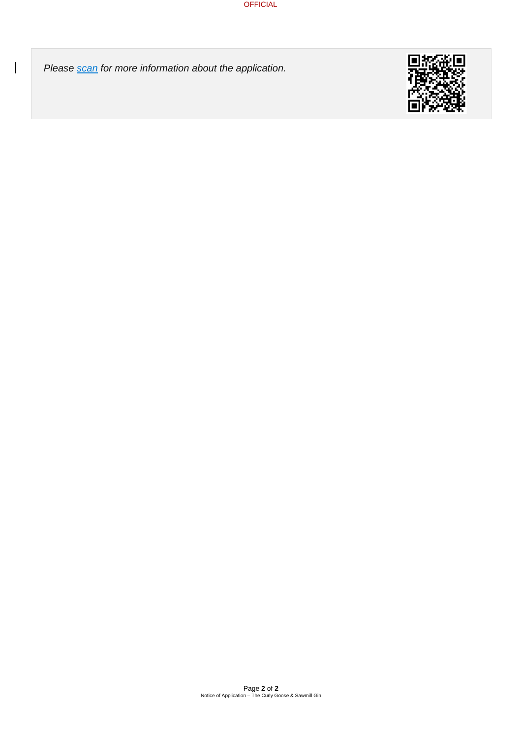*Please scan for more information about the application.*